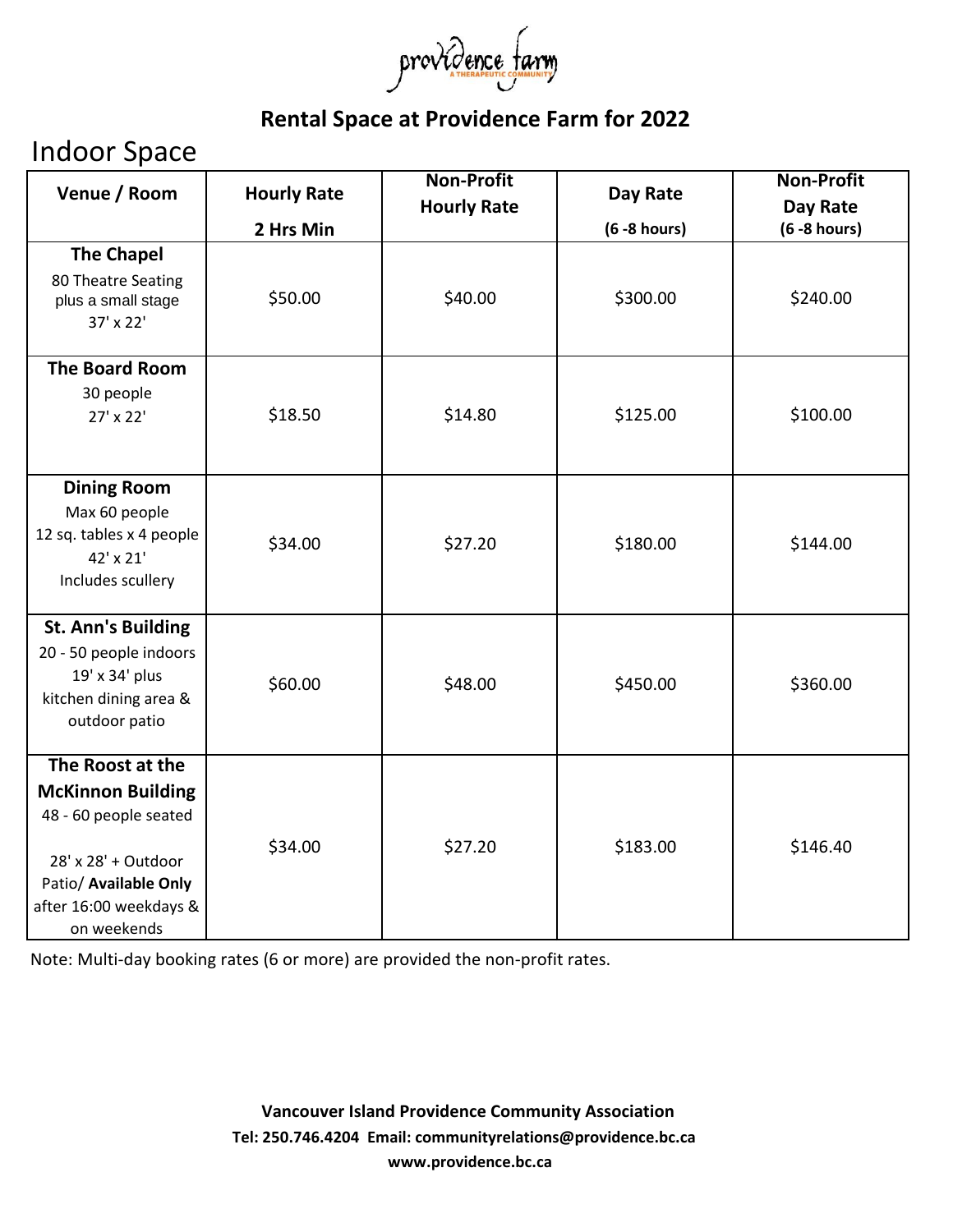providence farm
A THERAPEUTIC COMMUNITY

## Rental Space at Providence Farm for 2022

# Indoor Space

| Venue / Room | Hourly Rate 2 Hrs Min | Non-Profit Hourly Rate | Day Rate (6 -8 hours) | Non-Profit Day Rate (6 -8 hours) |
|---|---|---|---|---|
| **The Chapel** 80 Theatre Seating plus a small stage 37' x 22' | $50.00 | $40.00 | $300.00 | $240.00 |
| **The Board Room** 30 people 27' x 22' | $18.50 | $14.80 | $125.00 | $100.00 |
| **Dining Room** Max 60 people 12 sq. tables x 4 people 42' x 21' Includes scullery | $34.00 | $27.20 | $180.00 | $144.00 |
| **St. Ann's Building** 20 - 50 people indoors 19' x 34' plus kitchen dining area & outdoor patio | $60.00 | $48.00 | $450.00 | $360.00 |
| **The Roost at the McKinnon Building** 48 - 60 people seated 28' x 28' + Outdoor Patio/ **Available Only** after 16:00 weekdays & on weekends | $34.00 | $27.20 | $183.00 | $146.40 |

Note: Multi-day booking rates (6 or more) are provided the non-profit rates.

**Vancouver Island Providence Community Association**
**Tel: 250.746.4204 Email: communityrelations@providence.bc.ca**
**www.providence.bc.ca**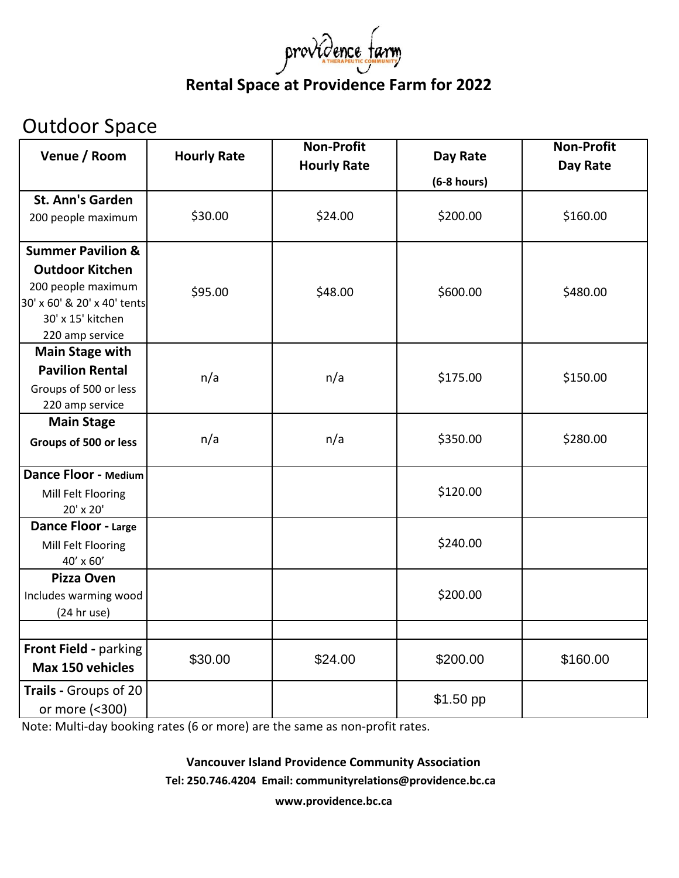providence farm
A THERAPEUTIC COMMUNITY

## Rental Space at Providence Farm for 2022

# Outdoor Space

| Venue / Room | Hourly Rate | Non-Profit Hourly Rate | Day Rate (6-8 hours) | Non-Profit Day Rate |
|---|---|---|---|---|
| **St. Ann's Garden** 200 people maximum | $30.00 | $24.00 | $200.00 | $160.00 |
| **Summer Pavilion & Outdoor Kitchen** 200 people maximum 30' x 60' & 20' x 40' tents 30' x 15' kitchen 220 amp service | $95.00 | $48.00 | $600.00 | $480.00 |
| **Main Stage with Pavilion Rental** Groups of 500 or less 220 amp service | n/a | n/a | $175.00 | $150.00 |
| **Main Stage** **Groups of 500 or less** | n/a | n/a | $350.00 | $280.00 |
| **Dance Floor - Medium** Mill Felt Flooring 20' x 20' | | | $120.00 | |
| **Dance Floor - Large** Mill Felt Flooring 40' x 60' | | | $240.00 | |
| **Pizza Oven** Includes warming wood (24 hr use) | | | $200.00 | |
| | | | | |
| **Front Field -** parking **Max 150 vehicles** | $30.00 | $24.00 | $200.00 | $160.00 |
| **Trails -** Groups of 20 or more (<300) | | | $1.50 pp | |

Note: Multi-day booking rates (6 or more) are the same as non-profit rates.

**Vancouver Island Providence Community Association**

**Tel: 250.746.4204 Email: communityrelations@providence.bc.ca**

**www.providence.bc.ca**